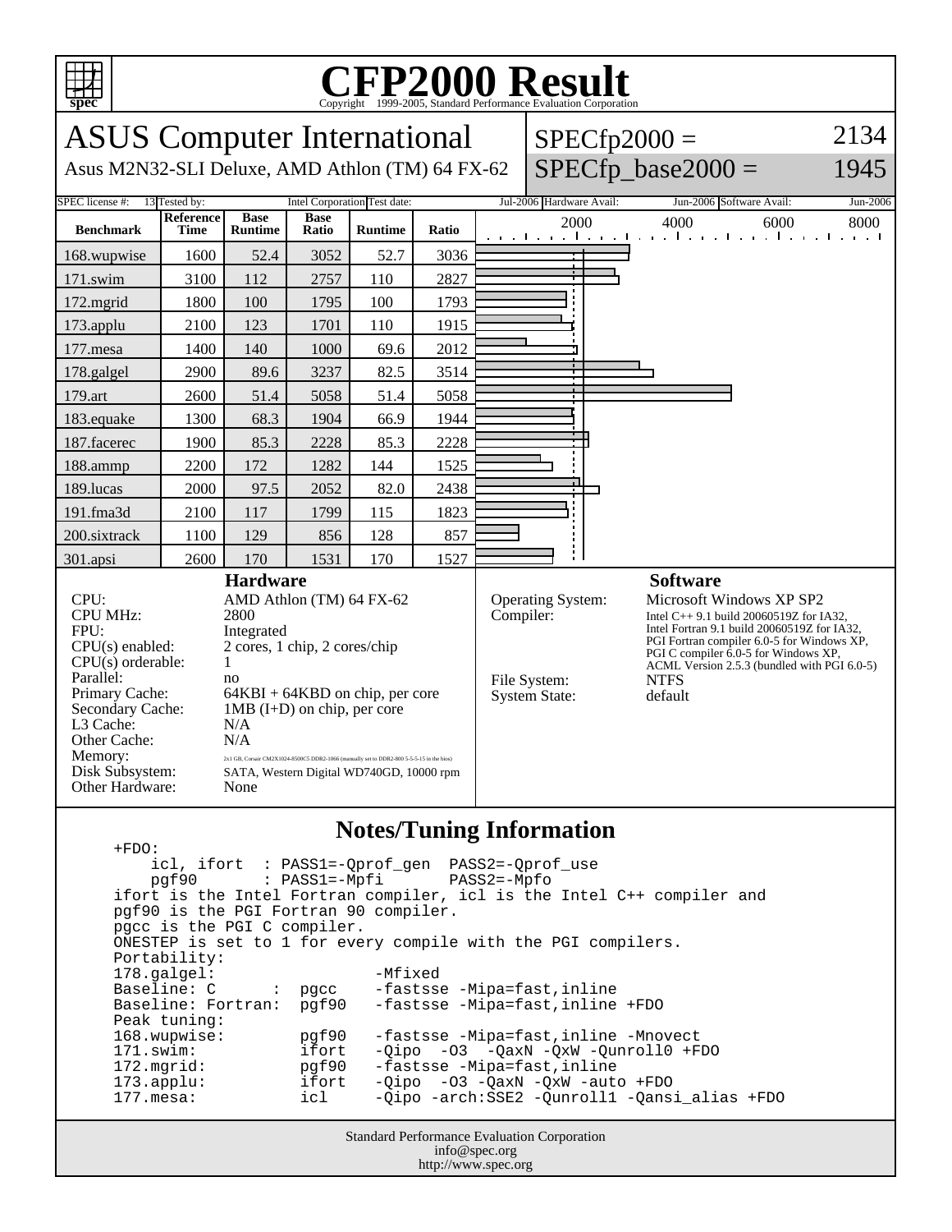# CFP2000 Result

Copyright 1999-2005, Standard Performance Evaluation Corporation

## ASUS Computer International

Asus M2N32-SLI Deluxe, AMD Athlon (TM) 64 FX-62

SPECfp2000 = 2134

SPECfp_base2000 = 1945

SPEC license #: 13 | Tested by: Intel Corporation | Test date: Jul-2006 | Hardware Avail: Jun-2006 | Software Avail: Jun-2006

| Benchmark | Reference Time | Base Runtime | Base Ratio | Runtime | Ratio |
|---|---|---|---|---|---|
| 168.wupwise | 1600 | 52.4 | 3052 | 52.7 | 3036 |
| 171.swim | 3100 | 112 | 2757 | 110 | 2827 |
| 172.mgrid | 1800 | 100 | 1795 | 100 | 1793 |
| 173.applu | 2100 | 123 | 1701 | 110 | 1915 |
| 177.mesa | 1400 | 140 | 1000 | 69.6 | 2012 |
| 178.galgel | 2900 | 89.6 | 3237 | 82.5 | 3514 |
| 179.art | 2600 | 51.4 | 5058 | 51.4 | 5058 |
| 183.equake | 1300 | 68.3 | 1904 | 66.9 | 1944 |
| 187.facerec | 1900 | 85.3 | 2228 | 85.3 | 2228 |
| 188.ammp | 2200 | 172 | 1282 | 144 | 1525 |
| 189.lucas | 2000 | 97.5 | 2052 | 82.0 | 2438 |
| 191.fma3d | 2100 | 117 | 1799 | 115 | 1823 |
| 200.sixtrack | 1100 | 129 | 856 | 128 | 857 |
| 301.apsi | 2600 | 170 | 1531 | 170 | 1527 |

### Hardware

- CPU: AMD Athlon (TM) 64 FX-62
- CPU MHz: 2800
- FPU: Integrated
- CPU(s) enabled: 2 cores, 1 chip, 2 cores/chip
- CPU(s) orderable: 1
- Parallel: no
- Primary Cache: 64KBI + 64KBD on chip, per core
- Secondary Cache: 1MB (I+D) on chip, per core
- L3 Cache: N/A
- Other Cache: N/A
- Memory: 2x1 GB, Corsair CM2X1024-8500C5 DDR2-1066 (manually set to DDR2-800 5-5-5-15 in the bios)
- Disk Subsystem: SATA, Western Digital WD740GD, 10000 rpm
- Other Hardware: None

### Software

- Operating System: Microsoft Windows XP SP2
- Compiler: Intel C++ 9.1 build 20060519Z for IA32, Intel Fortran 9.1 build 20060519Z for IA32, PGI Fortran compiler 6.0-5 for Windows XP, PGI C compiler 6.0-5 for Windows XP, ACML Version 2.5.3 (bundled with PGI 6.0-5)
- File System: NTFS
- System State: default

### Notes/Tuning Information

```
+FDO:
    icl, ifort  : PASS1=-Qprof_gen  PASS2=-Qprof_use
    pgf90       : PASS1=-Mpfi       PASS2=-Mpfo
ifort is the Intel Fortran compiler, icl is the Intel C++ compiler and
pgf90 is the PGI Fortran 90 compiler.
pgcc is the PGI C compiler.
ONESTEP is set to 1 for every compile with the PGI compilers.
Portability:
178.galgel:                  -Mfixed
Baseline: C       :  pgcc    -fastsse -Mipa=fast,inline
Baseline: Fortran:  pgf90   -fastsse -Mipa=fast,inline +FDO
Peak tuning:
168.wupwise:        pgf90   -fastsse -Mipa=fast,inline -Mnovect
171.swim:           ifort   -Qipo  -O3  -QaxN -QxW -Qunroll0 +FDO
172.mgrid:          pgf90   -fastsse -Mipa=fast,inline
173.applu:          ifort   -Qipo  -O3 -QaxN -QxW -auto +FDO
177.mesa:           icl     -Qipo -arch:SSE2 -Qunroll1 -Qansi_alias +FDO
```

Standard Performance Evaluation Corporation
info@spec.org
http://www.spec.org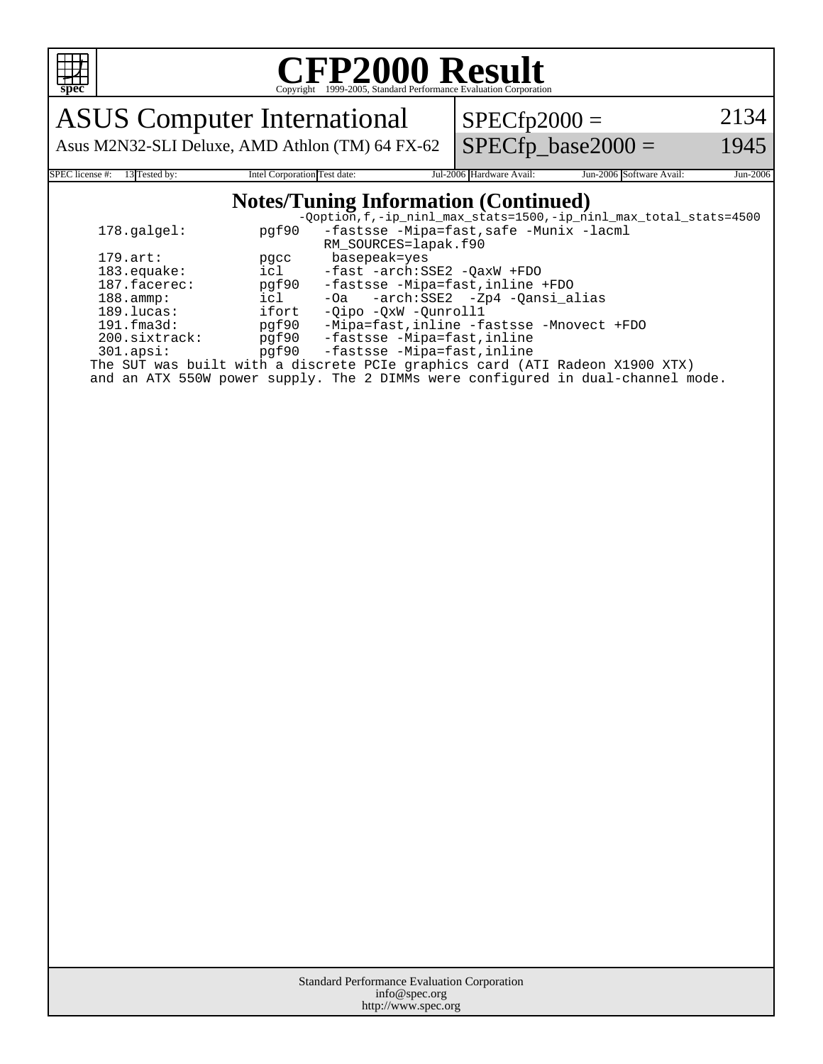# CFP2000 Result

Copyright 1999-2005, Standard Performance Evaluation Corporation

## ASUS Computer International

Asus M2N32-SLI Deluxe, AMD Athlon (TM) 64 FX-62

SPECfp2000 = 2134

SPECfp_base2000 = 1945

| SPEC license #: | 13 | Tested by: | Intel Corporation | Test date: | Jul-2006 | Hardware Avail: | Jun-2006 | Software Avail: | Jun-2006 |
|---|---|---|---|---|---|---|---|---|---|

### Notes/Tuning Information (Continued)

```
                              -Qoption,f,-ip_ninl_max_stats=1500,-ip_ninl_max_total_stats=4500
     178.galgel:         pgf90   -fastsse -Mipa=fast,safe -Munix -lacml
                                 RM_SOURCES=lapak.f90
     179.art:            pgcc     basepeak=yes
     183.equake:         icl     -fast -arch:SSE2 -QaxW +FDO
     187.facerec:        pgf90   -fastsse -Mipa=fast,inline +FDO
     188.ammp:           icl     -Oa   -arch:SSE2  -Zp4 -Qansi_alias
     189.lucas:          ifort   -Qipo -QxW -Qunroll1
     191.fma3d:          pgf90   -Mipa=fast,inline -fastsse -Mnovect +FDO
     200.sixtrack:       pgf90   -fastsse -Mipa=fast,inline
     301.apsi:           pgf90   -fastsse -Mipa=fast,inline
    The SUT was built with a discrete PCIe graphics card (ATI Radeon X1900 XTX)
    and an ATX 550W power supply. The 2 DIMMs were configured in dual-channel mode.
```

Standard Performance Evaluation Corporation
info@spec.org
http://www.spec.org